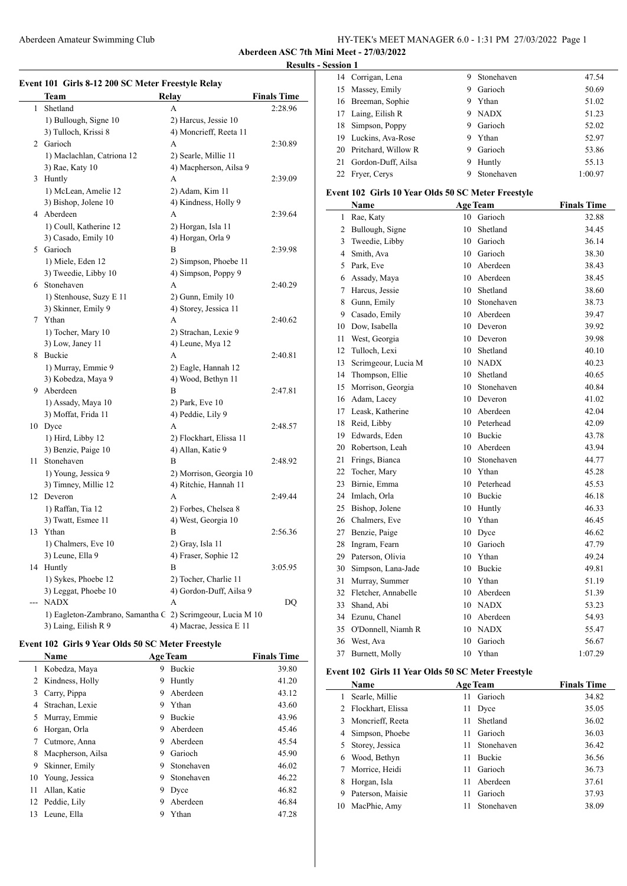Aberdeen Amateur Swimming Club

**Aberdeen ASC 7th Mini Meet - 27/03/2022**

**Results - Session 1**

### Event 101 Girls 8-12 200 SC Meter Freestyle Relay

| | Team | Relay | Finals Time |
|---|---|---|---|
| 1 | Shetland | A | 2:28.96 |
| | 1) Bullough, Signe 10 | 2) Harcus, Jessie 10 | |
| | 3) Tulloch, Krissi 8 | 4) Moncrieff, Reeta 11 | |
| 2 | Garioch | A | 2:30.89 |
| | 1) Maclachlan, Catriona 12 | 2) Searle, Millie 11 | |
| | 3) Rae, Katy 10 | 4) Macpherson, Ailsa 9 | |
| 3 | Huntly | A | 2:39.09 |
| | 1) McLean, Amelie 12 | 2) Adam, Kim 11 | |
| | 3) Bishop, Jolene 10 | 4) Kindness, Holly 9 | |
| 4 | Aberdeen | A | 2:39.64 |
| | 1) Coull, Katherine 12 | 2) Horgan, Isla 11 | |
| | 3) Casado, Emily 10 | 4) Horgan, Orla 9 | |
| 5 | Garioch | B | 2:39.98 |
| | 1) Miele, Eden 12 | 2) Simpson, Phoebe 11 | |
| | 3) Tweedie, Libby 10 | 4) Simpson, Poppy 9 | |
| 6 | Stonehaven | A | 2:40.29 |
| | 1) Stenhouse, Suzy E 11 | 2) Gunn, Emily 10 | |
| | 3) Skinner, Emily 9 | 4) Storey, Jessica 11 | |
| 7 | Ythan | A | 2:40.62 |
| | 1) Tocher, Mary 10 | 2) Strachan, Lexie 9 | |
| | 3) Low, Janey 11 | 4) Leune, Mya 12 | |
| 8 | Buckie | A | 2:40.81 |
| | 1) Murray, Emmie 9 | 2) Eagle, Hannah 12 | |
| | 3) Kobedza, Maya 9 | 4) Wood, Bethyn 11 | |
| 9 | Aberdeen | B | 2:47.81 |
| | 1) Assady, Maya 10 | 2) Park, Eve 10 | |
| | 3) Moffat, Frida 11 | 4) Peddie, Lily 9 | |
| 10 | Dyce | A | 2:48.57 |
| | 1) Hird, Libby 12 | 2) Flockhart, Elissa 11 | |
| | 3) Benzie, Paige 10 | 4) Allan, Katie 9 | |
| 11 | Stonehaven | B | 2:48.92 |
| | 1) Young, Jessica 9 | 2) Morrison, Georgia 10 | |
| | 3) Timney, Millie 12 | 4) Ritchie, Hannah 11 | |
| 12 | Deveron | A | 2:49.44 |
| | 1) Raffan, Tia 12 | 2) Forbes, Chelsea 8 | |
| | 3) Twatt, Esmee 11 | 4) West, Georgia 10 | |
| 13 | Ythan | B | 2:56.36 |
| | 1) Chalmers, Eve 10 | 2) Gray, Isla 11 | |
| | 3) Leune, Ella 9 | 4) Fraser, Sophie 12 | |
| 14 | Huntly | B | 3:05.95 |
| | 1) Sykes, Phoebe 12 | 2) Tocher, Charlie 11 | |
| | 3) Leggat, Phoebe 10 | 4) Gordon-Duff, Ailsa 9 | |
| --- | NADX | A | DQ |
| | 1) Eagleton-Zambrano, Samantha C | 2) Scrimgeour, Lucia M 10 | |
| | 3) Laing, Eilish R 9 | 4) Macrae, Jessica E 11 | |

### Event 102 Girls 9 Year Olds 50 SC Meter Freestyle

| | Name | Age | Team | Finals Time |
|---|---|---|---|---|
| 1 | Kobedza, Maya | 9 | Buckie | 39.80 |
| 2 | Kindness, Holly | 9 | Huntly | 41.20 |
| 3 | Carry, Pippa | 9 | Aberdeen | 43.12 |
| 4 | Strachan, Lexie | 9 | Ythan | 43.60 |
| 5 | Murray, Emmie | 9 | Buckie | 43.96 |
| 6 | Horgan, Orla | 9 | Aberdeen | 45.46 |
| 7 | Cutmore, Anna | 9 | Aberdeen | 45.54 |
| 8 | Macpherson, Ailsa | 9 | Garioch | 45.90 |
| 9 | Skinner, Emily | 9 | Stonehaven | 46.02 |
| 10 | Young, Jessica | 9 | Stonehaven | 46.22 |
| 11 | Allan, Katie | 9 | Dyce | 46.82 |
| 12 | Peddie, Lily | 9 | Aberdeen | 46.84 |
| 13 | Leune, Ella | 9 | Ythan | 47.28 |
| 14 | Corrigan, Lena | 9 | Stonehaven | 47.54 |
| 15 | Massey, Emily | 9 | Garioch | 50.69 |
| 16 | Breeman, Sophie | 9 | Ythan | 51.02 |
| 17 | Laing, Eilish R | 9 | NADX | 51.23 |
| 18 | Simpson, Poppy | 9 | Garioch | 52.02 |
| 19 | Luckins, Ava-Rose | 9 | Ythan | 52.97 |
| 20 | Pritchard, Willow R | 9 | Garioch | 53.86 |
| 21 | Gordon-Duff, Ailsa | 9 | Huntly | 55.13 |
| 22 | Fryer, Cerys | 9 | Stonehaven | 1:00.97 |

### Event 102 Girls 10 Year Olds 50 SC Meter Freestyle

| | Name | Age | Team | Finals Time |
|---|---|---|---|---|
| 1 | Rae, Katy | 10 | Garioch | 32.88 |
| 2 | Bullough, Signe | 10 | Shetland | 34.45 |
| 3 | Tweedie, Libby | 10 | Garioch | 36.14 |
| 4 | Smith, Ava | 10 | Garioch | 38.30 |
| 5 | Park, Eve | 10 | Aberdeen | 38.43 |
| 6 | Assady, Maya | 10 | Aberdeen | 38.45 |
| 7 | Harcus, Jessie | 10 | Shetland | 38.60 |
| 8 | Gunn, Emily | 10 | Stonehaven | 38.73 |
| 9 | Casado, Emily | 10 | Aberdeen | 39.47 |
| 10 | Dow, Isabella | 10 | Deveron | 39.92 |
| 11 | West, Georgia | 10 | Deveron | 39.98 |
| 12 | Tulloch, Lexi | 10 | Shetland | 40.10 |
| 13 | Scrimgeour, Lucia M | 10 | NADX | 40.23 |
| 14 | Thompson, Ellie | 10 | Shetland | 40.65 |
| 15 | Morrison, Georgia | 10 | Stonehaven | 40.84 |
| 16 | Adam, Lacey | 10 | Deveron | 41.02 |
| 17 | Leask, Katherine | 10 | Aberdeen | 42.04 |
| 18 | Reid, Libby | 10 | Peterhead | 42.09 |
| 19 | Edwards, Eden | 10 | Buckie | 43.78 |
| 20 | Robertson, Leah | 10 | Aberdeen | 43.94 |
| 21 | Frings, Bianca | 10 | Stonehaven | 44.77 |
| 22 | Tocher, Mary | 10 | Ythan | 45.28 |
| 23 | Birnie, Emma | 10 | Peterhead | 45.53 |
| 24 | Imlach, Orla | 10 | Buckie | 46.18 |
| 25 | Bishop, Jolene | 10 | Huntly | 46.33 |
| 26 | Chalmers, Eve | 10 | Ythan | 46.45 |
| 27 | Benzie, Paige | 10 | Dyce | 46.62 |
| 28 | Ingram, Fearn | 10 | Garioch | 47.79 |
| 29 | Paterson, Olivia | 10 | Ythan | 49.24 |
| 30 | Simpson, Lana-Jade | 10 | Buckie | 49.81 |
| 31 | Murray, Summer | 10 | Ythan | 51.19 |
| 32 | Fletcher, Annabelle | 10 | Aberdeen | 51.39 |
| 33 | Shand, Abi | 10 | NADX | 53.23 |
| 34 | Ezunu, Chanel | 10 | Aberdeen | 54.93 |
| 35 | O'Donnell, Niamh R | 10 | NADX | 55.47 |
| 36 | West, Ava | 10 | Garioch | 56.67 |
| 37 | Burnett, Molly | 10 | Ythan | 1:07.29 |

### Event 102 Girls 11 Year Olds 50 SC Meter Freestyle

| | Name | Age | Team | Finals Time |
|---|---|---|---|---|
| 1 | Searle, Millie | 11 | Garioch | 34.82 |
| 2 | Flockhart, Elissa | 11 | Dyce | 35.05 |
| 3 | Moncrieff, Reeta | 11 | Shetland | 36.02 |
| 4 | Simpson, Phoebe | 11 | Garioch | 36.03 |
| 5 | Storey, Jessica | 11 | Stonehaven | 36.42 |
| 6 | Wood, Bethyn | 11 | Buckie | 36.56 |
| 7 | Morrice, Heidi | 11 | Garioch | 36.73 |
| 8 | Horgan, Isla | 11 | Aberdeen | 37.61 |
| 9 | Paterson, Maisie | 11 | Garioch | 37.93 |
| 10 | MacPhie, Amy | 11 | Stonehaven | 38.09 |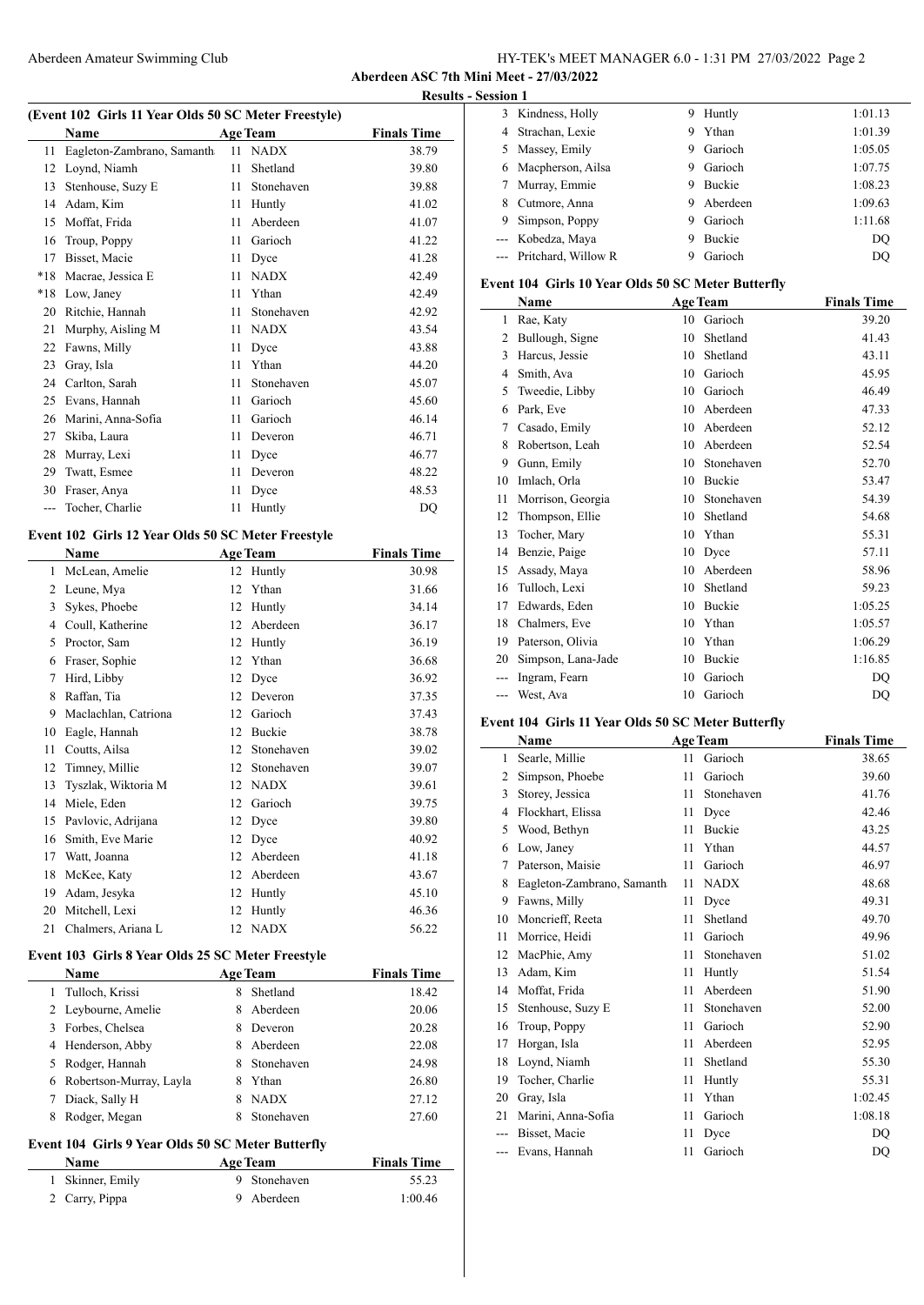## Aberdeen ASC 7th Mini Meet - 27/03/2022

### Results - Session 1

#### (Event 102 Girls 11 Year Olds 50 SC Meter Freestyle)

| | Name | Age | Team | Finals Time |
|---|---|---|---|---|
| 11 | Eagleton-Zambrano, Samanth | 11 | NADX | 38.79 |
| 12 | Loynd, Niamh | 11 | Shetland | 39.80 |
| 13 | Stenhouse, Suzy E | 11 | Stonehaven | 39.88 |
| 14 | Adam, Kim | 11 | Huntly | 41.02 |
| 15 | Moffat, Frida | 11 | Aberdeen | 41.07 |
| 16 | Troup, Poppy | 11 | Garioch | 41.22 |
| 17 | Bisset, Macie | 11 | Dyce | 41.28 |
| *18 | Macrae, Jessica E | 11 | NADX | 42.49 |
| *18 | Low, Janey | 11 | Ythan | 42.49 |
| 20 | Ritchie, Hannah | 11 | Stonehaven | 42.92 |
| 21 | Murphy, Aisling M | 11 | NADX | 43.54 |
| 22 | Fawns, Milly | 11 | Dyce | 43.88 |
| 23 | Gray, Isla | 11 | Ythan | 44.20 |
| 24 | Carlton, Sarah | 11 | Stonehaven | 45.07 |
| 25 | Evans, Hannah | 11 | Garioch | 45.60 |
| 26 | Marini, Anna-Sofia | 11 | Garioch | 46.14 |
| 27 | Skiba, Laura | 11 | Deveron | 46.71 |
| 28 | Murray, Lexi | 11 | Dyce | 46.77 |
| 29 | Twatt, Esmee | 11 | Deveron | 48.22 |
| 30 | Fraser, Anya | 11 | Dyce | 48.53 |
| --- | Tocher, Charlie | 11 | Huntly | DQ |

#### Event 102 Girls 12 Year Olds 50 SC Meter Freestyle

| | Name | Age | Team | Finals Time |
|---|---|---|---|---|
| 1 | McLean, Amelie | 12 | Huntly | 30.98 |
| 2 | Leune, Mya | 12 | Ythan | 31.66 |
| 3 | Sykes, Phoebe | 12 | Huntly | 34.14 |
| 4 | Coull, Katherine | 12 | Aberdeen | 36.17 |
| 5 | Proctor, Sam | 12 | Huntly | 36.19 |
| 6 | Fraser, Sophie | 12 | Ythan | 36.68 |
| 7 | Hird, Libby | 12 | Dyce | 36.92 |
| 8 | Raffan, Tia | 12 | Deveron | 37.35 |
| 9 | Maclachlan, Catriona | 12 | Garioch | 37.43 |
| 10 | Eagle, Hannah | 12 | Buckie | 38.78 |
| 11 | Coutts, Ailsa | 12 | Stonehaven | 39.02 |
| 12 | Timney, Millie | 12 | Stonehaven | 39.07 |
| 13 | Tyszlak, Wiktoria M | 12 | NADX | 39.61 |
| 14 | Miele, Eden | 12 | Garioch | 39.75 |
| 15 | Pavlovic, Adrijana | 12 | Dyce | 39.80 |
| 16 | Smith, Eve Marie | 12 | Dyce | 40.92 |
| 17 | Watt, Joanna | 12 | Aberdeen | 41.18 |
| 18 | McKee, Katy | 12 | Aberdeen | 43.67 |
| 19 | Adam, Jesyka | 12 | Huntly | 45.10 |
| 20 | Mitchell, Lexi | 12 | Huntly | 46.36 |
| 21 | Chalmers, Ariana L | 12 | NADX | 56.22 |

#### Event 103 Girls 8 Year Olds 25 SC Meter Freestyle

| | Name | Age | Team | Finals Time |
|---|---|---|---|---|
| 1 | Tulloch, Krissi | 8 | Shetland | 18.42 |
| 2 | Leybourne, Amelie | 8 | Aberdeen | 20.06 |
| 3 | Forbes, Chelsea | 8 | Deveron | 20.28 |
| 4 | Henderson, Abby | 8 | Aberdeen | 22.08 |
| 5 | Rodger, Hannah | 8 | Stonehaven | 24.98 |
| 6 | Robertson-Murray, Layla | 8 | Ythan | 26.80 |
| 7 | Diack, Sally H | 8 | NADX | 27.12 |
| 8 | Rodger, Megan | 8 | Stonehaven | 27.60 |

#### Event 104 Girls 9 Year Olds 50 SC Meter Butterfly

| | Name | Age | Team | Finals Time |
|---|---|---|---|---|
| 1 | Skinner, Emily | 9 | Stonehaven | 55.23 |
| 2 | Carry, Pippa | 9 | Aberdeen | 1:00.46 |
| 3 | Kindness, Holly | 9 | Huntly | 1:01.13 |
| 4 | Strachan, Lexie | 9 | Ythan | 1:01.39 |
| 5 | Massey, Emily | 9 | Garioch | 1:05.05 |
| 6 | Macpherson, Ailsa | 9 | Garioch | 1:07.75 |
| 7 | Murray, Emmie | 9 | Buckie | 1:08.23 |
| 8 | Cutmore, Anna | 9 | Aberdeen | 1:09.63 |
| 9 | Simpson, Poppy | 9 | Garioch | 1:11.68 |
| --- | Kobedza, Maya | 9 | Buckie | DQ |
| --- | Pritchard, Willow R | 9 | Garioch | DQ |

#### Event 104 Girls 10 Year Olds 50 SC Meter Butterfly

| | Name | Age | Team | Finals Time |
|---|---|---|---|---|
| 1 | Rae, Katy | 10 | Garioch | 39.20 |
| 2 | Bullough, Signe | 10 | Shetland | 41.43 |
| 3 | Harcus, Jessie | 10 | Shetland | 43.11 |
| 4 | Smith, Ava | 10 | Garioch | 45.95 |
| 5 | Tweedie, Libby | 10 | Garioch | 46.49 |
| 6 | Park, Eve | 10 | Aberdeen | 47.33 |
| 7 | Casado, Emily | 10 | Aberdeen | 52.12 |
| 8 | Robertson, Leah | 10 | Aberdeen | 52.54 |
| 9 | Gunn, Emily | 10 | Stonehaven | 52.70 |
| 10 | Imlach, Orla | 10 | Buckie | 53.47 |
| 11 | Morrison, Georgia | 10 | Stonehaven | 54.39 |
| 12 | Thompson, Ellie | 10 | Shetland | 54.68 |
| 13 | Tocher, Mary | 10 | Ythan | 55.31 |
| 14 | Benzie, Paige | 10 | Dyce | 57.11 |
| 15 | Assady, Maya | 10 | Aberdeen | 58.96 |
| 16 | Tulloch, Lexi | 10 | Shetland | 59.23 |
| 17 | Edwards, Eden | 10 | Buckie | 1:05.25 |
| 18 | Chalmers, Eve | 10 | Ythan | 1:05.57 |
| 19 | Paterson, Olivia | 10 | Ythan | 1:06.29 |
| 20 | Simpson, Lana-Jade | 10 | Buckie | 1:16.85 |
| --- | Ingram, Fearn | 10 | Garioch | DQ |
| --- | West, Ava | 10 | Garioch | DQ |

#### Event 104 Girls 11 Year Olds 50 SC Meter Butterfly

| | Name | Age | Team | Finals Time |
|---|---|---|---|---|
| 1 | Searle, Millie | 11 | Garioch | 38.65 |
| 2 | Simpson, Phoebe | 11 | Garioch | 39.60 |
| 3 | Storey, Jessica | 11 | Stonehaven | 41.76 |
| 4 | Flockhart, Elissa | 11 | Dyce | 42.46 |
| 5 | Wood, Bethyn | 11 | Buckie | 43.25 |
| 6 | Low, Janey | 11 | Ythan | 44.57 |
| 7 | Paterson, Maisie | 11 | Garioch | 46.97 |
| 8 | Eagleton-Zambrano, Samanth | 11 | NADX | 48.68 |
| 9 | Fawns, Milly | 11 | Dyce | 49.31 |
| 10 | Moncrieff, Reeta | 11 | Shetland | 49.70 |
| 11 | Morrice, Heidi | 11 | Garioch | 49.96 |
| 12 | MacPhie, Amy | 11 | Stonehaven | 51.02 |
| 13 | Adam, Kim | 11 | Huntly | 51.54 |
| 14 | Moffat, Frida | 11 | Aberdeen | 51.90 |
| 15 | Stenhouse, Suzy E | 11 | Stonehaven | 52.00 |
| 16 | Troup, Poppy | 11 | Garioch | 52.90 |
| 17 | Horgan, Isla | 11 | Aberdeen | 52.95 |
| 18 | Loynd, Niamh | 11 | Shetland | 55.30 |
| 19 | Tocher, Charlie | 11 | Huntly | 55.31 |
| 20 | Gray, Isla | 11 | Ythan | 1:02.45 |
| 21 | Marini, Anna-Sofia | 11 | Garioch | 1:08.18 |
| --- | Bisset, Macie | 11 | Dyce | DQ |
| --- | Evans, Hannah | 11 | Garioch | DQ |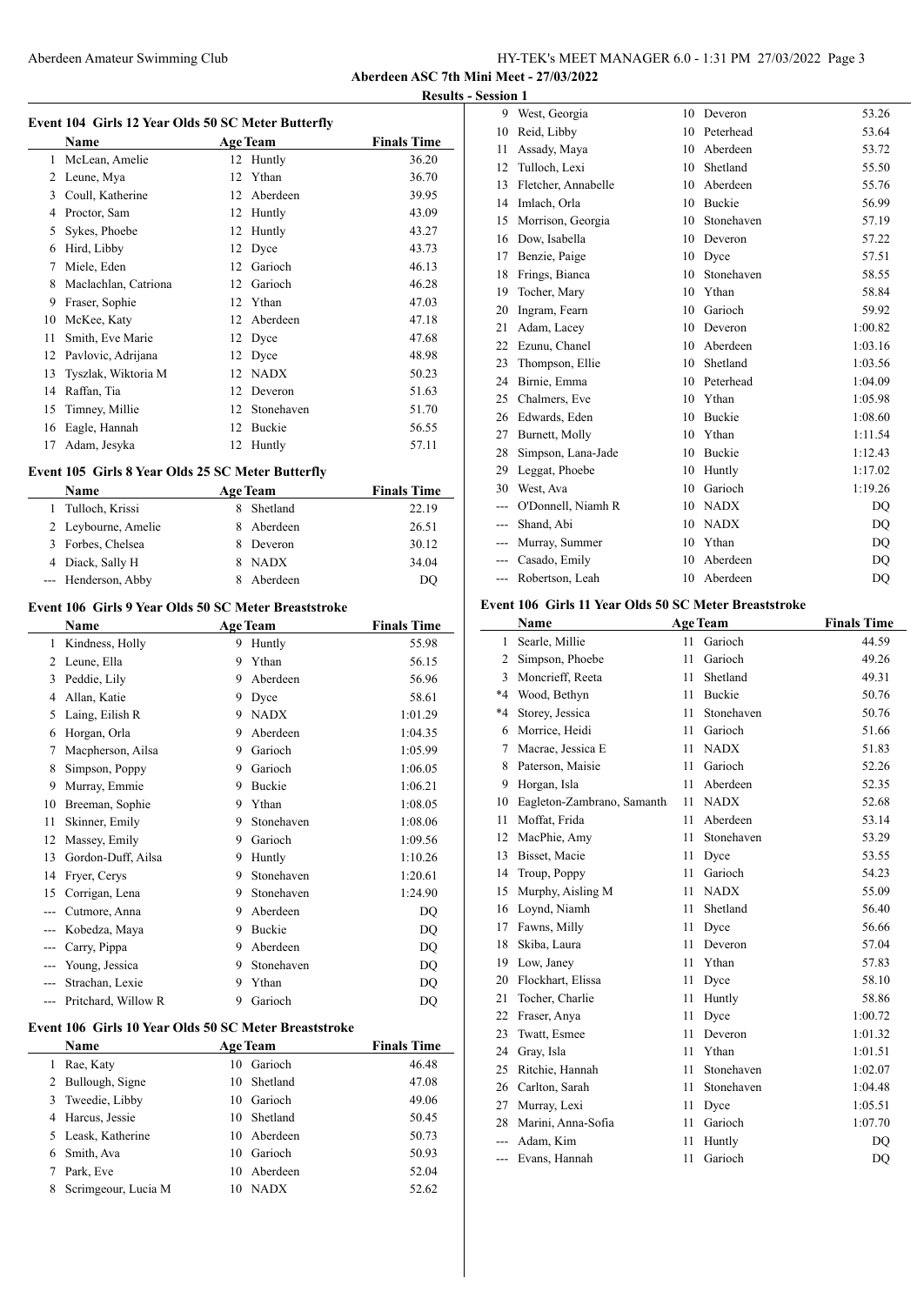**Aberdeen ASC 7th Mini Meet - 27/03/2022**

**Results - Session 1**

### Event 104 Girls 12 Year Olds 50 SC Meter Butterfly

| | Name | Age | Team | Finals Time |
|---|---|---|---|---|
| 1 | McLean, Amelie | 12 | Huntly | 36.20 |
| 2 | Leune, Mya | 12 | Ythan | 36.70 |
| 3 | Coull, Katherine | 12 | Aberdeen | 39.95 |
| 4 | Proctor, Sam | 12 | Huntly | 43.09 |
| 5 | Sykes, Phoebe | 12 | Huntly | 43.27 |
| 6 | Hird, Libby | 12 | Dyce | 43.73 |
| 7 | Miele, Eden | 12 | Garioch | 46.13 |
| 8 | Maclachlan, Catriona | 12 | Garioch | 46.28 |
| 9 | Fraser, Sophie | 12 | Ythan | 47.03 |
| 10 | McKee, Katy | 12 | Aberdeen | 47.18 |
| 11 | Smith, Eve Marie | 12 | Dyce | 47.68 |
| 12 | Pavlovic, Adrijana | 12 | Dyce | 48.98 |
| 13 | Tyszlak, Wiktoria M | 12 | NADX | 50.23 |
| 14 | Raffan, Tia | 12 | Deveron | 51.63 |
| 15 | Timney, Millie | 12 | Stonehaven | 51.70 |
| 16 | Eagle, Hannah | 12 | Buckie | 56.55 |
| 17 | Adam, Jesyka | 12 | Huntly | 57.11 |

### Event 105 Girls 8 Year Olds 25 SC Meter Butterfly

| | Name | Age | Team | Finals Time |
|---|---|---|---|---|
| 1 | Tulloch, Krissi | 8 | Shetland | 22.19 |
| 2 | Leybourne, Amelie | 8 | Aberdeen | 26.51 |
| 3 | Forbes, Chelsea | 8 | Deveron | 30.12 |
| 4 | Diack, Sally H | 8 | NADX | 34.04 |
| --- | Henderson, Abby | 8 | Aberdeen | DQ |

### Event 106 Girls 9 Year Olds 50 SC Meter Breaststroke

| | Name | Age | Team | Finals Time |
|---|---|---|---|---|
| 1 | Kindness, Holly | 9 | Huntly | 55.98 |
| 2 | Leune, Ella | 9 | Ythan | 56.15 |
| 3 | Peddie, Lily | 9 | Aberdeen | 56.96 |
| 4 | Allan, Katie | 9 | Dyce | 58.61 |
| 5 | Laing, Eilish R | 9 | NADX | 1:01.29 |
| 6 | Horgan, Orla | 9 | Aberdeen | 1:04.35 |
| 7 | Macpherson, Ailsa | 9 | Garioch | 1:05.99 |
| 8 | Simpson, Poppy | 9 | Garioch | 1:06.05 |
| 9 | Murray, Emmie | 9 | Buckie | 1:06.21 |
| 10 | Breeman, Sophie | 9 | Ythan | 1:08.05 |
| 11 | Skinner, Emily | 9 | Stonehaven | 1:08.06 |
| 12 | Massey, Emily | 9 | Garioch | 1:09.56 |
| 13 | Gordon-Duff, Ailsa | 9 | Huntly | 1:10.26 |
| 14 | Fryer, Cerys | 9 | Stonehaven | 1:20.61 |
| 15 | Corrigan, Lena | 9 | Stonehaven | 1:24.90 |
| --- | Cutmore, Anna | 9 | Aberdeen | DQ |
| --- | Kobedza, Maya | 9 | Buckie | DQ |
| --- | Carry, Pippa | 9 | Aberdeen | DQ |
| --- | Young, Jessica | 9 | Stonehaven | DQ |
| --- | Strachan, Lexie | 9 | Ythan | DQ |
| --- | Pritchard, Willow R | 9 | Garioch | DQ |

### Event 106 Girls 10 Year Olds 50 SC Meter Breaststroke

| | Name | Age | Team | Finals Time |
|---|---|---|---|---|
| 1 | Rae, Katy | 10 | Garioch | 46.48 |
| 2 | Bullough, Signe | 10 | Shetland | 47.08 |
| 3 | Tweedie, Libby | 10 | Garioch | 49.06 |
| 4 | Harcus, Jessie | 10 | Shetland | 50.45 |
| 5 | Leask, Katherine | 10 | Aberdeen | 50.73 |
| 6 | Smith, Ava | 10 | Garioch | 50.93 |
| 7 | Park, Eve | 10 | Aberdeen | 52.04 |
| 8 | Scrimgeour, Lucia M | 10 | NADX | 52.62 |
| 9 | West, Georgia | 10 | Deveron | 53.26 |
| 10 | Reid, Libby | 10 | Peterhead | 53.64 |
| 11 | Assady, Maya | 10 | Aberdeen | 53.72 |
| 12 | Tulloch, Lexi | 10 | Shetland | 55.50 |
| 13 | Fletcher, Annabelle | 10 | Aberdeen | 55.76 |
| 14 | Imlach, Orla | 10 | Buckie | 56.99 |
| 15 | Morrison, Georgia | 10 | Stonehaven | 57.19 |
| 16 | Dow, Isabella | 10 | Deveron | 57.22 |
| 17 | Benzie, Paige | 10 | Dyce | 57.51 |
| 18 | Frings, Bianca | 10 | Stonehaven | 58.55 |
| 19 | Tocher, Mary | 10 | Ythan | 58.84 |
| 20 | Ingram, Fearn | 10 | Garioch | 59.92 |
| 21 | Adam, Lacey | 10 | Deveron | 1:00.82 |
| 22 | Ezunu, Chanel | 10 | Aberdeen | 1:03.16 |
| 23 | Thompson, Ellie | 10 | Shetland | 1:03.56 |
| 24 | Birnie, Emma | 10 | Peterhead | 1:04.09 |
| 25 | Chalmers, Eve | 10 | Ythan | 1:05.98 |
| 26 | Edwards, Eden | 10 | Buckie | 1:08.60 |
| 27 | Burnett, Molly | 10 | Ythan | 1:11.54 |
| 28 | Simpson, Lana-Jade | 10 | Buckie | 1:12.43 |
| 29 | Leggat, Phoebe | 10 | Huntly | 1:17.02 |
| 30 | West, Ava | 10 | Garioch | 1:19.26 |
| --- | O'Donnell, Niamh R | 10 | NADX | DQ |
| --- | Shand, Abi | 10 | NADX | DQ |
| --- | Murray, Summer | 10 | Ythan | DQ |
| --- | Casado, Emily | 10 | Aberdeen | DQ |
| --- | Robertson, Leah | 10 | Aberdeen | DQ |

### Event 106 Girls 11 Year Olds 50 SC Meter Breaststroke

| | Name | Age | Team | Finals Time |
|---|---|---|---|---|
| 1 | Searle, Millie | 11 | Garioch | 44.59 |
| 2 | Simpson, Phoebe | 11 | Garioch | 49.26 |
| 3 | Moncrieff, Reeta | 11 | Shetland | 49.31 |
| *4 | Wood, Bethyn | 11 | Buckie | 50.76 |
| *4 | Storey, Jessica | 11 | Stonehaven | 50.76 |
| 6 | Morrice, Heidi | 11 | Garioch | 51.66 |
| 7 | Macrae, Jessica E | 11 | NADX | 51.83 |
| 8 | Paterson, Maisie | 11 | Garioch | 52.26 |
| 9 | Horgan, Isla | 11 | Aberdeen | 52.35 |
| 10 | Eagleton-Zambrano, Samanth | 11 | NADX | 52.68 |
| 11 | Moffat, Frida | 11 | Aberdeen | 53.14 |
| 12 | MacPhie, Amy | 11 | Stonehaven | 53.29 |
| 13 | Bisset, Macie | 11 | Dyce | 53.55 |
| 14 | Troup, Poppy | 11 | Garioch | 54.23 |
| 15 | Murphy, Aisling M | 11 | NADX | 55.09 |
| 16 | Loynd, Niamh | 11 | Shetland | 56.40 |
| 17 | Fawns, Milly | 11 | Dyce | 56.66 |
| 18 | Skiba, Laura | 11 | Deveron | 57.04 |
| 19 | Low, Janey | 11 | Ythan | 57.83 |
| 20 | Flockhart, Elissa | 11 | Dyce | 58.10 |
| 21 | Tocher, Charlie | 11 | Huntly | 58.86 |
| 22 | Fraser, Anya | 11 | Dyce | 1:00.72 |
| 23 | Twatt, Esmee | 11 | Deveron | 1:01.32 |
| 24 | Gray, Isla | 11 | Ythan | 1:01.51 |
| 25 | Ritchie, Hannah | 11 | Stonehaven | 1:02.07 |
| 26 | Carlton, Sarah | 11 | Stonehaven | 1:04.48 |
| 27 | Murray, Lexi | 11 | Dyce | 1:05.51 |
| 28 | Marini, Anna-Sofia | 11 | Garioch | 1:07.70 |
| --- | Adam, Kim | 11 | Huntly | DQ |
| --- | Evans, Hannah | 11 | Garioch | DQ |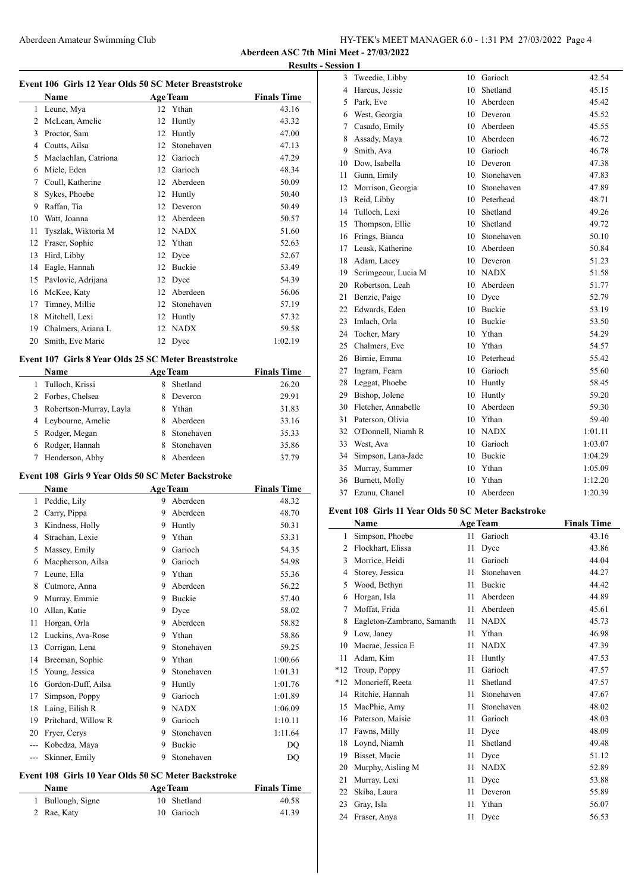**Aberdeen ASC 7th Mini Meet - 27/03/2022**

**Results - Session 1**

### Event 106 Girls 12 Year Olds 50 SC Meter Breaststroke

| | Name | Age | Team | Finals Time |
|---|---|---|---|---|
| 1 | Leune, Mya | 12 | Ythan | 43.16 |
| 2 | McLean, Amelie | 12 | Huntly | 43.32 |
| 3 | Proctor, Sam | 12 | Huntly | 47.00 |
| 4 | Coutts, Ailsa | 12 | Stonehaven | 47.13 |
| 5 | Maclachlan, Catriona | 12 | Garioch | 47.29 |
| 6 | Miele, Eden | 12 | Garioch | 48.34 |
| 7 | Coull, Katherine | 12 | Aberdeen | 50.09 |
| 8 | Sykes, Phoebe | 12 | Huntly | 50.40 |
| 9 | Raffan, Tia | 12 | Deveron | 50.49 |
| 10 | Watt, Joanna | 12 | Aberdeen | 50.57 |
| 11 | Tyszlak, Wiktoria M | 12 | NADX | 51.60 |
| 12 | Fraser, Sophie | 12 | Ythan | 52.63 |
| 13 | Hird, Libby | 12 | Dyce | 52.67 |
| 14 | Eagle, Hannah | 12 | Buckie | 53.49 |
| 15 | Pavlovic, Adrijana | 12 | Dyce | 54.39 |
| 16 | McKee, Katy | 12 | Aberdeen | 56.06 |
| 17 | Timney, Millie | 12 | Stonehaven | 57.19 |
| 18 | Mitchell, Lexi | 12 | Huntly | 57.32 |
| 19 | Chalmers, Ariana L | 12 | NADX | 59.58 |
| 20 | Smith, Eve Marie | 12 | Dyce | 1:02.19 |

### Event 107 Girls 8 Year Olds 25 SC Meter Breaststroke

| | Name | Age | Team | Finals Time |
|---|---|---|---|---|
| 1 | Tulloch, Krissi | 8 | Shetland | 26.20 |
| 2 | Forbes, Chelsea | 8 | Deveron | 29.91 |
| 3 | Robertson-Murray, Layla | 8 | Ythan | 31.83 |
| 4 | Leybourne, Amelie | 8 | Aberdeen | 33.16 |
| 5 | Rodger, Megan | 8 | Stonehaven | 35.33 |
| 6 | Rodger, Hannah | 8 | Stonehaven | 35.86 |
| 7 | Henderson, Abby | 8 | Aberdeen | 37.79 |

### Event 108 Girls 9 Year Olds 50 SC Meter Backstroke

| | Name | Age | Team | Finals Time |
|---|---|---|---|---|
| 1 | Peddie, Lily | 9 | Aberdeen | 48.32 |
| 2 | Carry, Pippa | 9 | Aberdeen | 48.70 |
| 3 | Kindness, Holly | 9 | Huntly | 50.31 |
| 4 | Strachan, Lexie | 9 | Ythan | 53.31 |
| 5 | Massey, Emily | 9 | Garioch | 54.35 |
| 6 | Macpherson, Ailsa | 9 | Garioch | 54.98 |
| 7 | Leune, Ella | 9 | Ythan | 55.36 |
| 8 | Cutmore, Anna | 9 | Aberdeen | 56.22 |
| 9 | Murray, Emmie | 9 | Buckie | 57.40 |
| 10 | Allan, Katie | 9 | Dyce | 58.02 |
| 11 | Horgan, Orla | 9 | Aberdeen | 58.82 |
| 12 | Luckins, Ava-Rose | 9 | Ythan | 58.86 |
| 13 | Corrigan, Lena | 9 | Stonehaven | 59.25 |
| 14 | Breeman, Sophie | 9 | Ythan | 1:00.66 |
| 15 | Young, Jessica | 9 | Stonehaven | 1:01.31 |
| 16 | Gordon-Duff, Ailsa | 9 | Huntly | 1:01.76 |
| 17 | Simpson, Poppy | 9 | Garioch | 1:01.89 |
| 18 | Laing, Eilish R | 9 | NADX | 1:06.09 |
| 19 | Pritchard, Willow R | 9 | Garioch | 1:10.11 |
| 20 | Fryer, Cerys | 9 | Stonehaven | 1:11.64 |
| --- | Kobedza, Maya | 9 | Buckie | DQ |
| --- | Skinner, Emily | 9 | Stonehaven | DQ |

### Event 108 Girls 10 Year Olds 50 SC Meter Backstroke

| | Name | Age | Team | Finals Time |
|---|---|---|---|---|
| 1 | Bullough, Signe | 10 | Shetland | 40.58 |
| 2 | Rae, Katy | 10 | Garioch | 41.39 |
| 3 | Tweedie, Libby | 10 | Garioch | 42.54 |
| 4 | Harcus, Jessie | 10 | Shetland | 45.15 |
| 5 | Park, Eve | 10 | Aberdeen | 45.42 |
| 6 | West, Georgia | 10 | Deveron | 45.52 |
| 7 | Casado, Emily | 10 | Aberdeen | 45.55 |
| 8 | Assady, Maya | 10 | Aberdeen | 46.72 |
| 9 | Smith, Ava | 10 | Garioch | 46.78 |
| 10 | Dow, Isabella | 10 | Deveron | 47.38 |
| 11 | Gunn, Emily | 10 | Stonehaven | 47.83 |
| 12 | Morrison, Georgia | 10 | Stonehaven | 47.89 |
| 13 | Reid, Libby | 10 | Peterhead | 48.71 |
| 14 | Tulloch, Lexi | 10 | Shetland | 49.26 |
| 15 | Thompson, Ellie | 10 | Shetland | 49.72 |
| 16 | Frings, Bianca | 10 | Stonehaven | 50.10 |
| 17 | Leask, Katherine | 10 | Aberdeen | 50.84 |
| 18 | Adam, Lacey | 10 | Deveron | 51.23 |
| 19 | Scrimgeour, Lucia M | 10 | NADX | 51.58 |
| 20 | Robertson, Leah | 10 | Aberdeen | 51.77 |
| 21 | Benzie, Paige | 10 | Dyce | 52.79 |
| 22 | Edwards, Eden | 10 | Buckie | 53.19 |
| 23 | Imlach, Orla | 10 | Buckie | 53.50 |
| 24 | Tocher, Mary | 10 | Ythan | 54.29 |
| 25 | Chalmers, Eve | 10 | Ythan | 54.57 |
| 26 | Birnie, Emma | 10 | Peterhead | 55.42 |
| 27 | Ingram, Fearn | 10 | Garioch | 55.60 |
| 28 | Leggat, Phoebe | 10 | Huntly | 58.45 |
| 29 | Bishop, Jolene | 10 | Huntly | 59.20 |
| 30 | Fletcher, Annabelle | 10 | Aberdeen | 59.30 |
| 31 | Paterson, Olivia | 10 | Ythan | 59.40 |
| 32 | O'Donnell, Niamh R | 10 | NADX | 1:01.11 |
| 33 | West, Ava | 10 | Garioch | 1:03.07 |
| 34 | Simpson, Lana-Jade | 10 | Buckie | 1:04.29 |
| 35 | Murray, Summer | 10 | Ythan | 1:05.09 |
| 36 | Burnett, Molly | 10 | Ythan | 1:12.20 |
| 37 | Ezunu, Chanel | 10 | Aberdeen | 1:20.39 |

### Event 108 Girls 11 Year Olds 50 SC Meter Backstroke

| | Name | Age | Team | Finals Time |
|---|---|---|---|---|
| 1 | Simpson, Phoebe | 11 | Garioch | 43.16 |
| 2 | Flockhart, Elissa | 11 | Dyce | 43.86 |
| 3 | Morrice, Heidi | 11 | Garioch | 44.04 |
| 4 | Storey, Jessica | 11 | Stonehaven | 44.27 |
| 5 | Wood, Bethyn | 11 | Buckie | 44.42 |
| 6 | Horgan, Isla | 11 | Aberdeen | 44.89 |
| 7 | Moffat, Frida | 11 | Aberdeen | 45.61 |
| 8 | Eagleton-Zambrano, Samanth | 11 | NADX | 45.73 |
| 9 | Low, Janey | 11 | Ythan | 46.98 |
| 10 | Macrae, Jessica E | 11 | NADX | 47.39 |
| 11 | Adam, Kim | 11 | Huntly | 47.53 |
| *12 | Troup, Poppy | 11 | Garioch | 47.57 |
| *12 | Moncrieff, Reeta | 11 | Shetland | 47.57 |
| 14 | Ritchie, Hannah | 11 | Stonehaven | 47.67 |
| 15 | MacPhie, Amy | 11 | Stonehaven | 48.02 |
| 16 | Paterson, Maisie | 11 | Garioch | 48.03 |
| 17 | Fawns, Milly | 11 | Dyce | 48.09 |
| 18 | Loynd, Niamh | 11 | Shetland | 49.48 |
| 19 | Bisset, Macie | 11 | Dyce | 51.12 |
| 20 | Murphy, Aisling M | 11 | NADX | 52.89 |
| 21 | Murray, Lexi | 11 | Dyce | 53.88 |
| 22 | Skiba, Laura | 11 | Deveron | 55.89 |
| 23 | Gray, Isla | 11 | Ythan | 56.07 |
| 24 | Fraser, Anya | 11 | Dyce | 56.53 |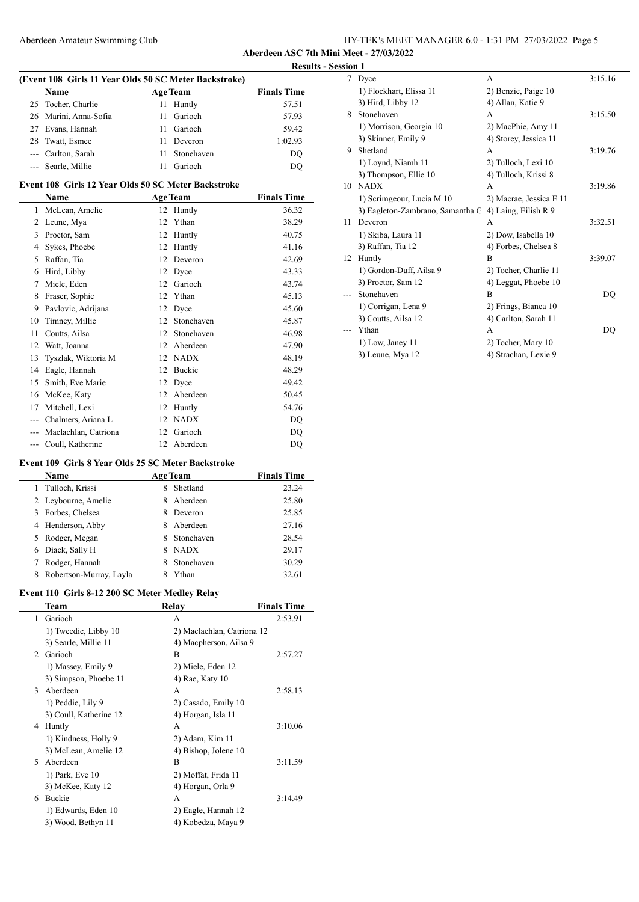## Results - Session 1

### (Event 108 Girls 11 Year Olds 50 SC Meter Backstroke)

| | Name | Age | Team | Finals Time |
|---|---|---|---|---|
| 25 | Tocher, Charlie | 11 | Huntly | 57.51 |
| 26 | Marini, Anna-Sofia | 11 | Garioch | 57.93 |
| 27 | Evans, Hannah | 11 | Garioch | 59.42 |
| 28 | Twatt, Esmee | 11 | Deveron | 1:02.93 |
| --- | Carlton, Sarah | 11 | Stonehaven | DQ |
| --- | Searle, Millie | 11 | Garioch | DQ |

### Event 108 Girls 12 Year Olds 50 SC Meter Backstroke

| | Name | Age | Team | Finals Time |
|---|---|---|---|---|
| 1 | McLean, Amelie | 12 | Huntly | 36.32 |
| 2 | Leune, Mya | 12 | Ythan | 38.29 |
| 3 | Proctor, Sam | 12 | Huntly | 40.75 |
| 4 | Sykes, Phoebe | 12 | Huntly | 41.16 |
| 5 | Raffan, Tia | 12 | Deveron | 42.69 |
| 6 | Hird, Libby | 12 | Dyce | 43.33 |
| 7 | Miele, Eden | 12 | Garioch | 43.74 |
| 8 | Fraser, Sophie | 12 | Ythan | 45.13 |
| 9 | Pavlovic, Adrijana | 12 | Dyce | 45.60 |
| 10 | Timney, Millie | 12 | Stonehaven | 45.87 |
| 11 | Coutts, Ailsa | 12 | Stonehaven | 46.98 |
| 12 | Watt, Joanna | 12 | Aberdeen | 47.90 |
| 13 | Tyszlak, Wiktoria M | 12 | NADX | 48.19 |
| 14 | Eagle, Hannah | 12 | Buckie | 48.29 |
| 15 | Smith, Eve Marie | 12 | Dyce | 49.42 |
| 16 | McKee, Katy | 12 | Aberdeen | 50.45 |
| 17 | Mitchell, Lexi | 12 | Huntly | 54.76 |
| --- | Chalmers, Ariana L | 12 | NADX | DQ |
| --- | Maclachlan, Catriona | 12 | Garioch | DQ |
| --- | Coull, Katherine | 12 | Aberdeen | DQ |

### Event 109 Girls 8 Year Olds 25 SC Meter Backstroke

| | Name | Age | Team | Finals Time |
|---|---|---|---|---|
| 1 | Tulloch, Krissi | 8 | Shetland | 23.24 |
| 2 | Leybourne, Amelie | 8 | Aberdeen | 25.80 |
| 3 | Forbes, Chelsea | 8 | Deveron | 25.85 |
| 4 | Henderson, Abby | 8 | Aberdeen | 27.16 |
| 5 | Rodger, Megan | 8 | Stonehaven | 28.54 |
| 6 | Diack, Sally H | 8 | NADX | 29.17 |
| 7 | Rodger, Hannah | 8 | Stonehaven | 30.29 |
| 8 | Robertson-Murray, Layla | 8 | Ythan | 32.61 |

### Event 110 Girls 8-12 200 SC Meter Medley Relay

| | Team | Relay | Finals Time |
|---|---|---|---|
| 1 | Garioch | A | 2:53.91 |
| | 1) Tweedie, Libby 10 | 2) Maclachlan, Catriona 12 | |
| | 3) Searle, Millie 11 | 4) Macpherson, Ailsa 9 | |
| 2 | Garioch | B | 2:57.27 |
| | 1) Massey, Emily 9 | 2) Miele, Eden 12 | |
| | 3) Simpson, Phoebe 11 | 4) Rae, Katy 10 | |
| 3 | Aberdeen | A | 2:58.13 |
| | 1) Peddie, Lily 9 | 2) Casado, Emily 10 | |
| | 3) Coull, Katherine 12 | 4) Horgan, Isla 11 | |
| 4 | Huntly | A | 3:10.06 |
| | 1) Kindness, Holly 9 | 2) Adam, Kim 11 | |
| | 3) McLean, Amelie 12 | 4) Bishop, Jolene 10 | |
| 5 | Aberdeen | B | 3:11.59 |
| | 1) Park, Eve 10 | 2) Moffat, Frida 11 | |
| | 3) McKee, Katy 12 | 4) Horgan, Orla 9 | |
| 6 | Buckie | A | 3:14.49 |
| | 1) Edwards, Eden 10 | 2) Eagle, Hannah 12 | |
| | 3) Wood, Bethyn 11 | 4) Kobedza, Maya 9 | |
| 7 | Dyce | A | 3:15.16 |
| | 1) Flockhart, Elissa 11 | 2) Benzie, Paige 10 | |
| | 3) Hird, Libby 12 | 4) Allan, Katie 9 | |
| 8 | Stonehaven | A | 3:15.50 |
| | 1) Morrison, Georgia 10 | 2) MacPhie, Amy 11 | |
| | 3) Skinner, Emily 9 | 4) Storey, Jessica 11 | |
| 9 | Shetland | A | 3:19.76 |
| | 1) Loynd, Niamh 11 | 2) Tulloch, Lexi 10 | |
| | 3) Thompson, Ellie 10 | 4) Tulloch, Krissi 8 | |
| 10 | NADX | A | 3:19.86 |
| | 1) Scrimgeour, Lucia M 10 | 2) Macrae, Jessica E 11 | |
| | 3) Eagleton-Zambrano, Samantha C | 4) Laing, Eilish R 9 | |
| 11 | Deveron | A | 3:32.51 |
| | 1) Skiba, Laura 11 | 2) Dow, Isabella 10 | |
| | 3) Raffan, Tia 12 | 4) Forbes, Chelsea 8 | |
| 12 | Huntly | B | 3:39.07 |
| | 1) Gordon-Duff, Ailsa 9 | 2) Tocher, Charlie 11 | |
| | 3) Proctor, Sam 12 | 4) Leggat, Phoebe 10 | |
| --- | Stonehaven | B | DQ |
| | 1) Corrigan, Lena 9 | 2) Frings, Bianca 10 | |
| | 3) Coutts, Ailsa 12 | 4) Carlton, Sarah 11 | |
| --- | Ythan | A | DQ |
| | 1) Low, Janey 11 | 2) Tocher, Mary 10 | |
| | 3) Leune, Mya 12 | 4) Strachan, Lexie 9 | |